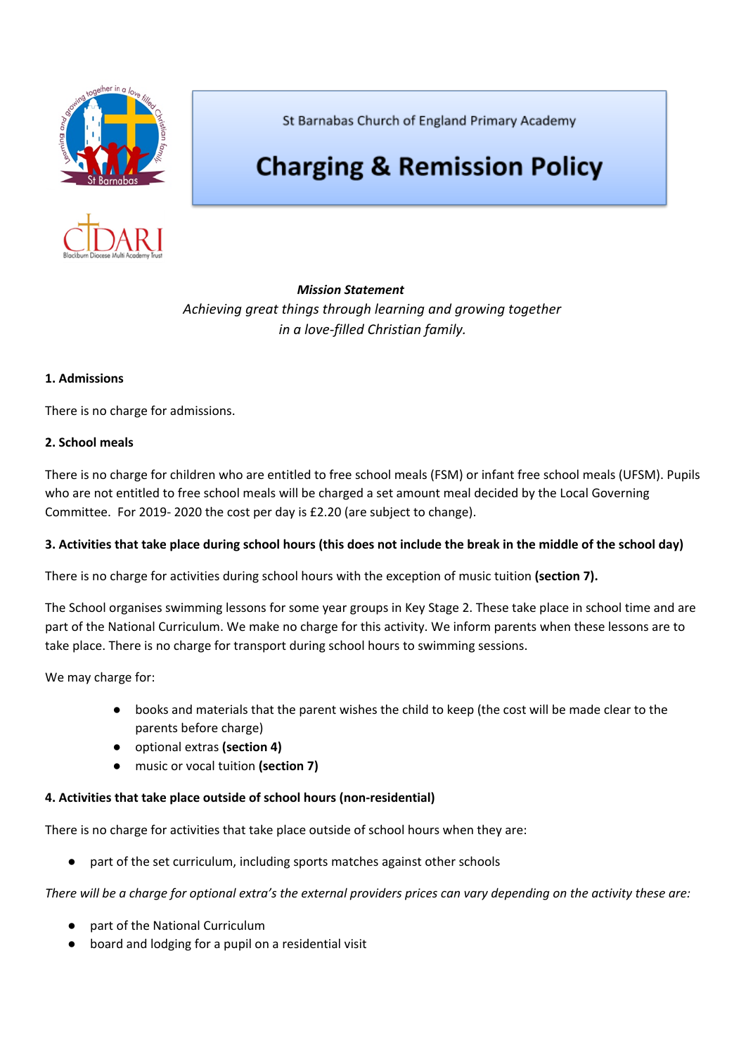St Barnabas Church of England Primary Academy

# Charging & Remission Policy

***Mission Statement***

*Achieving great things through learning and growing together in a love-filled Christian family.*

**1. Admissions**

There is no charge for admissions.

**2. School meals**

There is no charge for children who are entitled to free school meals (FSM) or infant free school meals (UFSM). Pupils who are not entitled to free school meals will be charged a set amount meal decided by the Local Governing Committee. For 2019- 2020 the cost per day is £2.20 (are subject to change).

**3. Activities that take place during school hours (this does not include the break in the middle of the school day)**

There is no charge for activities during school hours with the exception of music tuition **(section 7).**

The School organises swimming lessons for some year groups in Key Stage 2. These take place in school time and are part of the National Curriculum. We make no charge for this activity. We inform parents when these lessons are to take place. There is no charge for transport during school hours to swimming sessions.

We may charge for:

- books and materials that the parent wishes the child to keep (the cost will be made clear to the parents before charge)
- optional extras **(section 4)**
- music or vocal tuition **(section 7)**

**4. Activities that take place outside of school hours (non-residential)**

There is no charge for activities that take place outside of school hours when they are:

- part of the set curriculum, including sports matches against other schools

*There will be a charge for optional extra's the external providers prices can vary depending on the activity these are:*

- part of the National Curriculum
- board and lodging for a pupil on a residential visit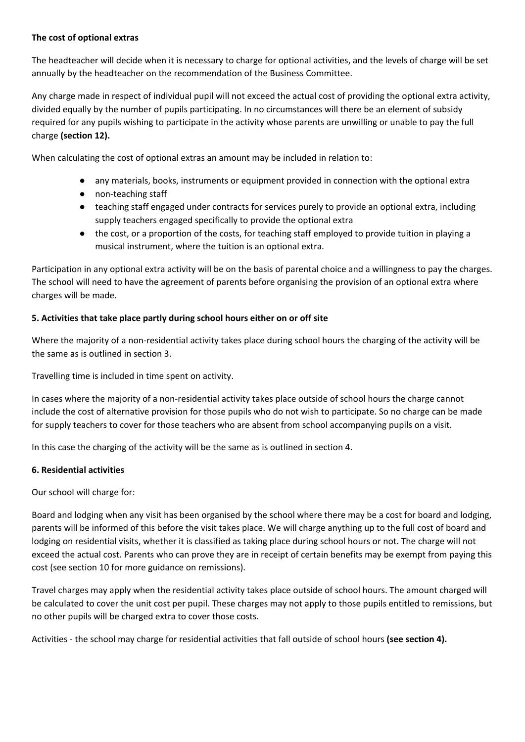**The cost of optional extras**

The headteacher will decide when it is necessary to charge for optional activities, and the levels of charge will be set annually by the headteacher on the recommendation of the Business Committee.

Any charge made in respect of individual pupil will not exceed the actual cost of providing the optional extra activity, divided equally by the number of pupils participating. In no circumstances will there be an element of subsidy required for any pupils wishing to participate in the activity whose parents are unwilling or unable to pay the full charge **(section 12).**

When calculating the cost of optional extras an amount may be included in relation to:

- any materials, books, instruments or equipment provided in connection with the optional extra
- non-teaching staff
- teaching staff engaged under contracts for services purely to provide an optional extra, including supply teachers engaged specifically to provide the optional extra
- the cost, or a proportion of the costs, for teaching staff employed to provide tuition in playing a musical instrument, where the tuition is an optional extra.

Participation in any optional extra activity will be on the basis of parental choice and a willingness to pay the charges. The school will need to have the agreement of parents before organising the provision of an optional extra where charges will be made.

**5. Activities that take place partly during school hours either on or off site**

Where the majority of a non-residential activity takes place during school hours the charging of the activity will be the same as is outlined in section 3.

Travelling time is included in time spent on activity.

In cases where the majority of a non-residential activity takes place outside of school hours the charge cannot include the cost of alternative provision for those pupils who do not wish to participate. So no charge can be made for supply teachers to cover for those teachers who are absent from school accompanying pupils on a visit.

In this case the charging of the activity will be the same as is outlined in section 4.

**6. Residential activities**

Our school will charge for:

Board and lodging when any visit has been organised by the school where there may be a cost for board and lodging, parents will be informed of this before the visit takes place. We will charge anything up to the full cost of board and lodging on residential visits, whether it is classified as taking place during school hours or not. The charge will not exceed the actual cost. Parents who can prove they are in receipt of certain benefits may be exempt from paying this cost (see section 10 for more guidance on remissions).

Travel charges may apply when the residential activity takes place outside of school hours. The amount charged will be calculated to cover the unit cost per pupil. These charges may not apply to those pupils entitled to remissions, but no other pupils will be charged extra to cover those costs.

Activities - the school may charge for residential activities that fall outside of school hours **(see section 4).**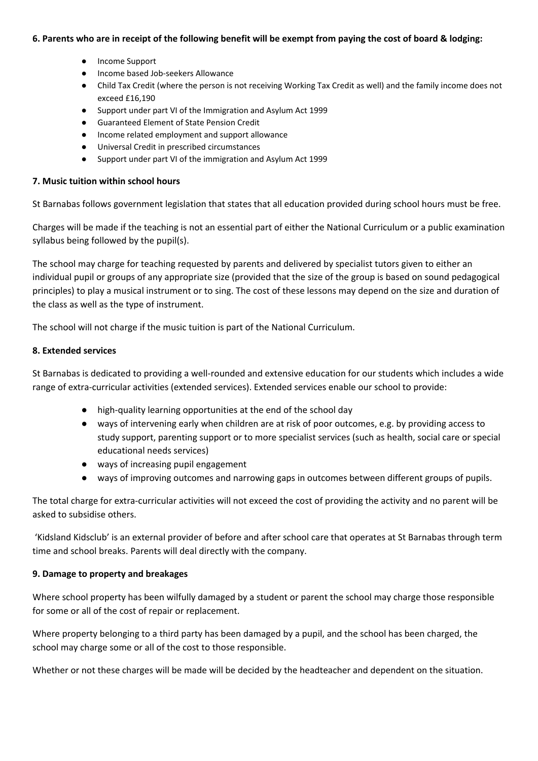**6. Parents who are in receipt of the following benefit will be exempt from paying the cost of board & lodging:**

- Income Support
- Income based Job-seekers Allowance
- Child Tax Credit (where the person is not receiving Working Tax Credit as well) and the family income does not exceed £16,190
- Support under part VI of the Immigration and Asylum Act 1999
- Guaranteed Element of State Pension Credit
- Income related employment and support allowance
- Universal Credit in prescribed circumstances
- Support under part VI of the immigration and Asylum Act 1999

**7. Music tuition within school hours**

St Barnabas follows government legislation that states that all education provided during school hours must be free.

Charges will be made if the teaching is not an essential part of either the National Curriculum or a public examination syllabus being followed by the pupil(s).

The school may charge for teaching requested by parents and delivered by specialist tutors given to either an individual pupil or groups of any appropriate size (provided that the size of the group is based on sound pedagogical principles) to play a musical instrument or to sing. The cost of these lessons may depend on the size and duration of the class as well as the type of instrument.

The school will not charge if the music tuition is part of the National Curriculum.

**8. Extended services**

St Barnabas is dedicated to providing a well-rounded and extensive education for our students which includes a wide range of extra-curricular activities (extended services). Extended services enable our school to provide:

- high-quality learning opportunities at the end of the school day
- ways of intervening early when children are at risk of poor outcomes, e.g. by providing access to study support, parenting support or to more specialist services (such as health, social care or special educational needs services)
- ways of increasing pupil engagement
- ways of improving outcomes and narrowing gaps in outcomes between different groups of pupils.

The total charge for extra-curricular activities will not exceed the cost of providing the activity and no parent will be asked to subsidise others.

'Kidsland Kidsclub' is an external provider of before and after school care that operates at St Barnabas through term time and school breaks. Parents will deal directly with the company.

**9. Damage to property and breakages**

Where school property has been wilfully damaged by a student or parent the school may charge those responsible for some or all of the cost of repair or replacement.

Where property belonging to a third party has been damaged by a pupil, and the school has been charged, the school may charge some or all of the cost to those responsible.

Whether or not these charges will be made will be decided by the headteacher and dependent on the situation.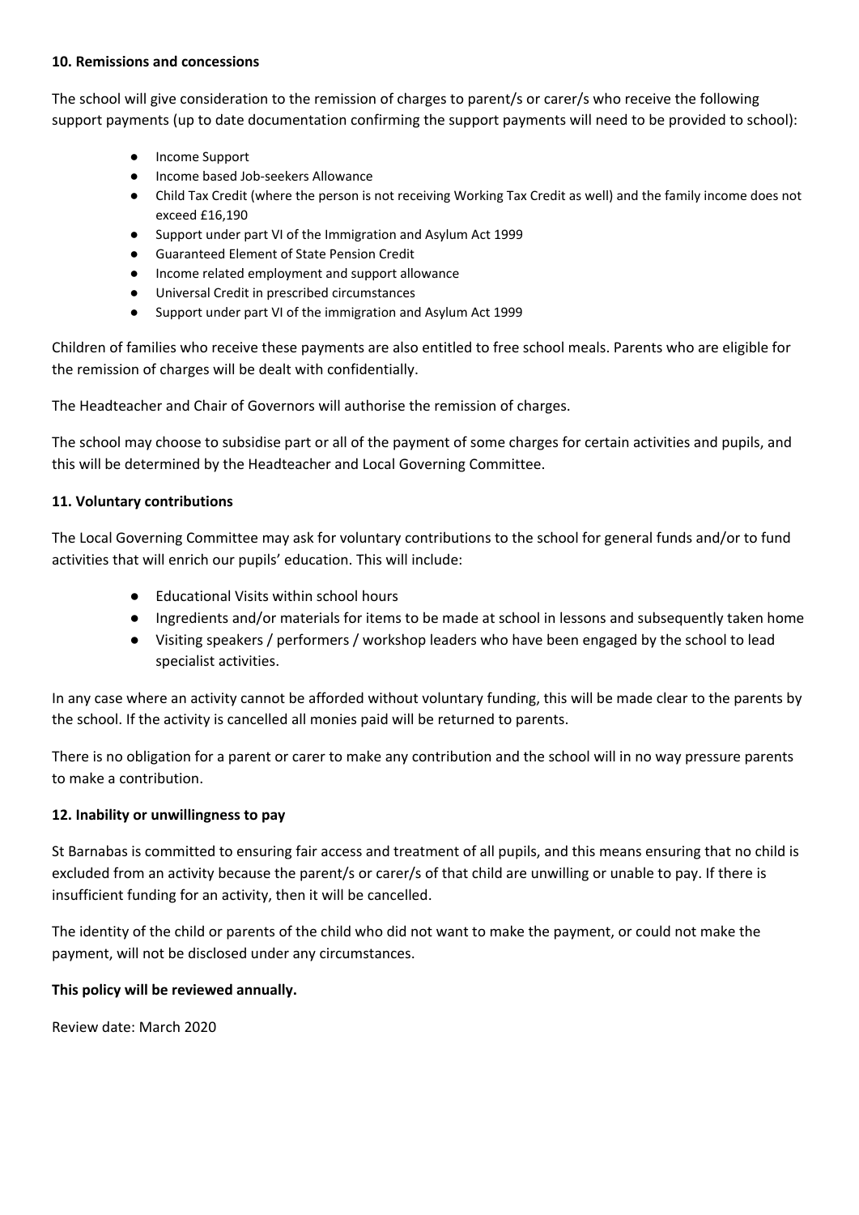**10. Remissions and concessions**

The school will give consideration to the remission of charges to parent/s or carer/s who receive the following support payments (up to date documentation confirming the support payments will need to be provided to school):

- Income Support
- Income based Job-seekers Allowance
- Child Tax Credit (where the person is not receiving Working Tax Credit as well) and the family income does not exceed £16,190
- Support under part VI of the Immigration and Asylum Act 1999
- Guaranteed Element of State Pension Credit
- Income related employment and support allowance
- Universal Credit in prescribed circumstances
- Support under part VI of the immigration and Asylum Act 1999

Children of families who receive these payments are also entitled to free school meals. Parents who are eligible for the remission of charges will be dealt with confidentially.

The Headteacher and Chair of Governors will authorise the remission of charges.

The school may choose to subsidise part or all of the payment of some charges for certain activities and pupils, and this will be determined by the Headteacher and Local Governing Committee.

**11. Voluntary contributions**

The Local Governing Committee may ask for voluntary contributions to the school for general funds and/or to fund activities that will enrich our pupils' education. This will include:

- Educational Visits within school hours
- Ingredients and/or materials for items to be made at school in lessons and subsequently taken home
- Visiting speakers / performers / workshop leaders who have been engaged by the school to lead specialist activities.

In any case where an activity cannot be afforded without voluntary funding, this will be made clear to the parents by the school. If the activity is cancelled all monies paid will be returned to parents.

There is no obligation for a parent or carer to make any contribution and the school will in no way pressure parents to make a contribution.

**12. Inability or unwillingness to pay**

St Barnabas is committed to ensuring fair access and treatment of all pupils, and this means ensuring that no child is excluded from an activity because the parent/s or carer/s of that child are unwilling or unable to pay. If there is insufficient funding for an activity, then it will be cancelled.

The identity of the child or parents of the child who did not want to make the payment, or could not make the payment, will not be disclosed under any circumstances.

**This policy will be reviewed annually.**

Review date: March 2020